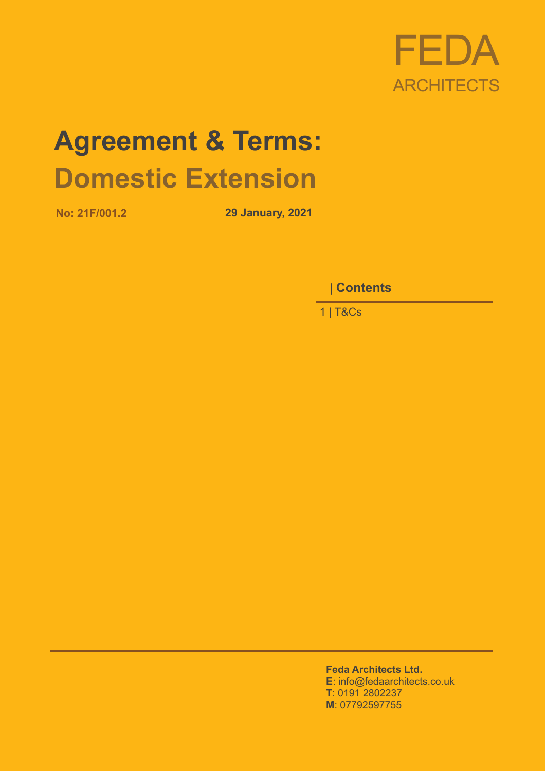FEDA
ARCHITECTS

# Agreement & Terms:
# Domestic Extension

**No: 21F/001.2** **29 January, 2021**

**| Contents**

1 | T&Cs

**Feda Architects Ltd.**
**E**: info@fedaarchitects.co.uk
**T**: 0191 2802237
**M**: 07792597755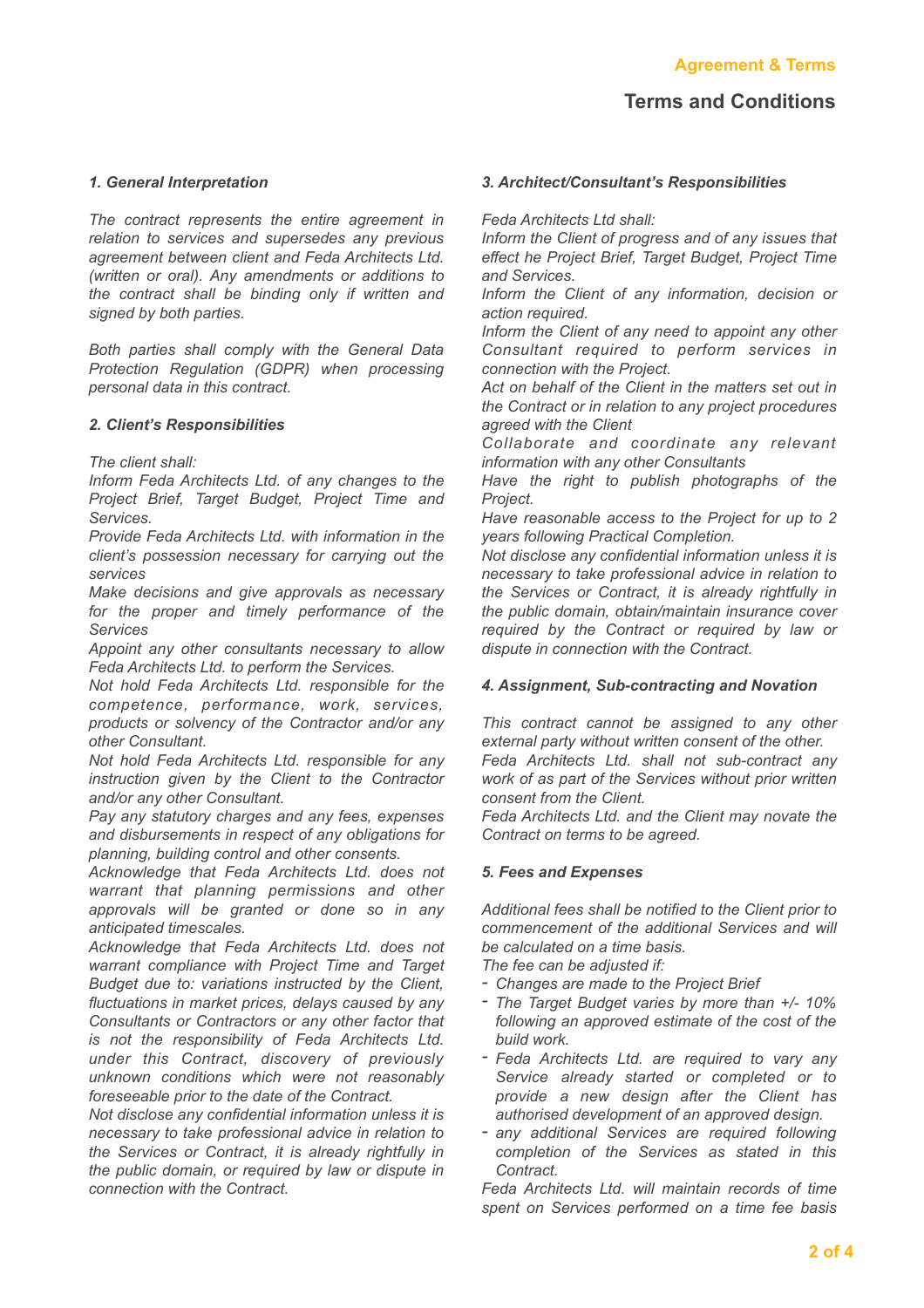## Terms and Conditions

### *1. General Interpretation*

*The contract represents the entire agreement in relation to services and supersedes any previous agreement between client and Feda Architects Ltd. (written or oral). Any amendments or additions to the contract shall be binding only if written and signed by both parties.*

*Both parties shall comply with the General Data Protection Regulation (GDPR) when processing personal data in this contract.*

### *2. Client's Responsibilities*

*The client shall:*

*Inform Feda Architects Ltd. of any changes to the Project Brief, Target Budget, Project Time and Services.*

*Provide Feda Architects Ltd. with information in the client's possession necessary for carrying out the services*

*Make decisions and give approvals as necessary for the proper and timely performance of the Services*

*Appoint any other consultants necessary to allow Feda Architects Ltd. to perform the Services.*

*Not hold Feda Architects Ltd. responsible for the competence, performance, work, services, products or solvency of the Contractor and/or any other Consultant.*

*Not hold Feda Architects Ltd. responsible for any instruction given by the Client to the Contractor and/or any other Consultant.*

*Pay any statutory charges and any fees, expenses and disbursements in respect of any obligations for planning, building control and other consents.*

*Acknowledge that Feda Architects Ltd. does not warrant that planning permissions and other approvals will be granted or done so in any anticipated timescales.*

*Acknowledge that Feda Architects Ltd. does not warrant compliance with Project Time and Target Budget due to: variations instructed by the Client, fluctuations in market prices, delays caused by any Consultants or Contractors or any other factor that is not the responsibility of Feda Architects Ltd. under this Contract, discovery of previously unknown conditions which were not reasonably foreseeable prior to the date of the Contract.*

*Not disclose any confidential information unless it is necessary to take professional advice in relation to the Services or Contract, it is already rightfully in the public domain, or required by law or dispute in connection with the Contract.*

### *3. Architect/Consultant's Responsibilities*

*Feda Architects Ltd shall:*

*Inform the Client of progress and of any issues that effect he Project Brief, Target Budget, Project Time and Services.*

*Inform the Client of any information, decision or action required.*

*Inform the Client of any need to appoint any other Consultant required to perform services in connection with the Project.*

*Act on behalf of the Client in the matters set out in the Contract or in relation to any project procedures agreed with the Client*

*Collaborate and coordinate any relevant information with any other Consultants*

*Have the right to publish photographs of the Project.*

*Have reasonable access to the Project for up to 2 years following Practical Completion.*

*Not disclose any confidential information unless it is necessary to take professional advice in relation to the Services or Contract, it is already rightfully in the public domain, obtain/maintain insurance cover required by the Contract or required by law or dispute in connection with the Contract.*

### *4. Assignment, Sub-contracting and Novation*

*This contract cannot be assigned to any other external party without written consent of the other.*

*Feda Architects Ltd. shall not sub-contract any work of as part of the Services without prior written consent from the Client.*

*Feda Architects Ltd. and the Client may novate the Contract on terms to be agreed.*

### *5. Fees and Expenses*

*Additional fees shall be notified to the Client prior to commencement of the additional Services and will be calculated on a time basis.*

*The fee can be adjusted if:*

- *Changes are made to the Project Brief*
- *The Target Budget varies by more than +/- 10% following an approved estimate of the cost of the build work.*
- *Feda Architects Ltd. are required to vary any Service already started or completed or to provide a new design after the Client has authorised development of an approved design.*
- *any additional Services are required following completion of the Services as stated in this Contract.*

*Feda Architects Ltd. will maintain records of time spent on Services performed on a time fee basis*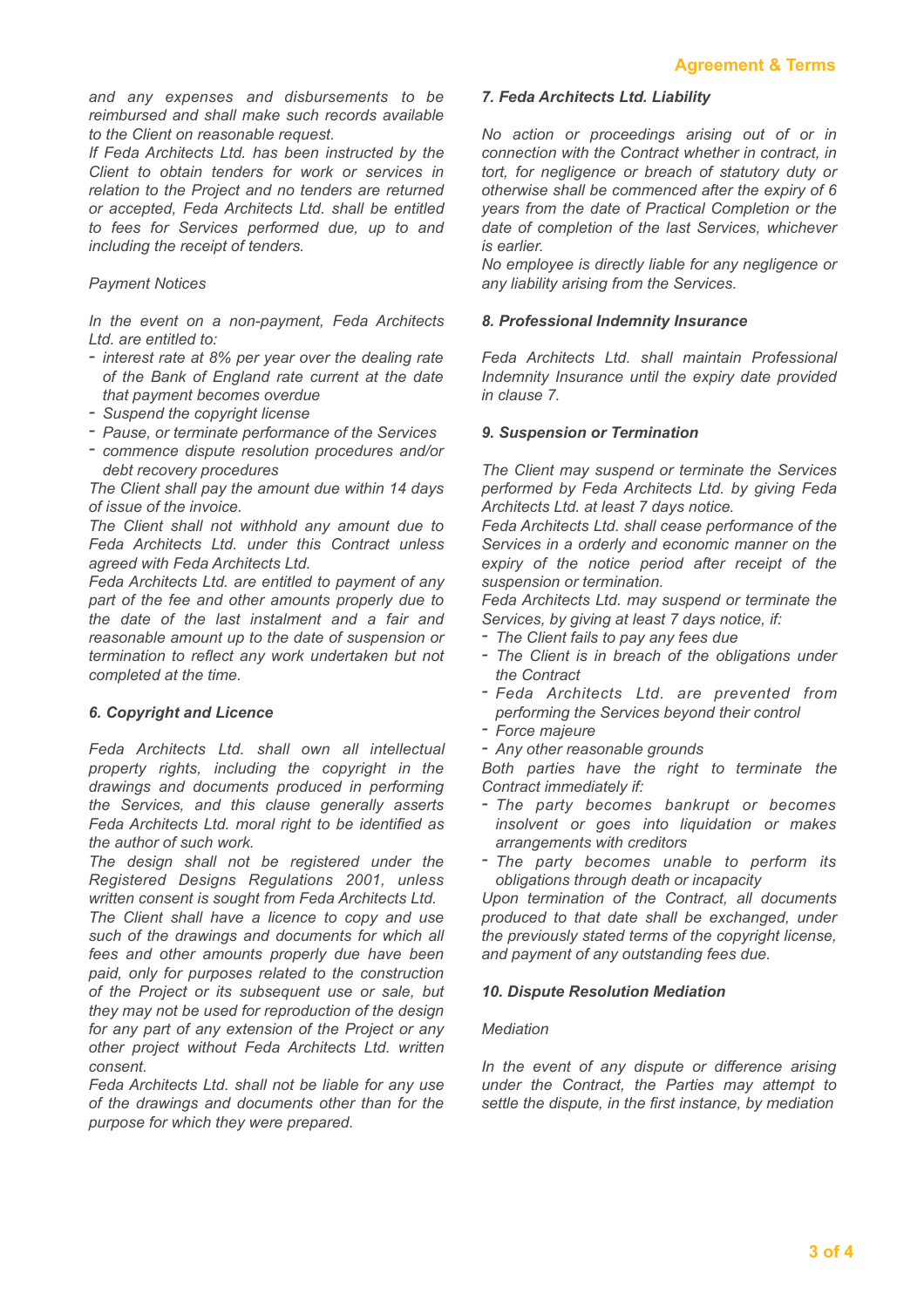*and any expenses and disbursements to be reimbursed and shall make such records available to the Client on reasonable request.*

*If Feda Architects Ltd. has been instructed by the Client to obtain tenders for work or services in relation to the Project and no tenders are returned or accepted, Feda Architects Ltd. shall be entitled to fees for Services performed due, up to and including the receipt of tenders.*

*Payment Notices*

*In the event on a non-payment, Feda Architects Ltd. are entitled to:*

- *interest rate at 8% per year over the dealing rate of the Bank of England rate current at the date that payment becomes overdue*
- *Suspend the copyright license*
- *Pause, or terminate performance of the Services*
- *commence dispute resolution procedures and/or debt recovery procedures*

*The Client shall pay the amount due within 14 days of issue of the invoice.*

*The Client shall not withhold any amount due to Feda Architects Ltd. under this Contract unless agreed with Feda Architects Ltd.*

*Feda Architects Ltd. are entitled to payment of any part of the fee and other amounts properly due to the date of the last instalment and a fair and reasonable amount up to the date of suspension or termination to reflect any work undertaken but not completed at the time.*

### *6. Copyright and Licence*

*Feda Architects Ltd. shall own all intellectual property rights, including the copyright in the drawings and documents produced in performing the Services, and this clause generally asserts Feda Architects Ltd. moral right to be identified as the author of such work.*

*The design shall not be registered under the Registered Designs Regulations 2001, unless written consent is sought from Feda Architects Ltd.*

*The Client shall have a licence to copy and use such of the drawings and documents for which all fees and other amounts properly due have been paid, only for purposes related to the construction of the Project or its subsequent use or sale, but they may not be used for reproduction of the design for any part of any extension of the Project or any other project without Feda Architects Ltd. written consent.*

*Feda Architects Ltd. shall not be liable for any use of the drawings and documents other than for the purpose for which they were prepared.*

### *7. Feda Architects Ltd. Liability*

*No action or proceedings arising out of or in connection with the Contract whether in contract, in tort, for negligence or breach of statutory duty or otherwise shall be commenced after the expiry of 6 years from the date of Practical Completion or the date of completion of the last Services, whichever is earlier.*

*No employee is directly liable for any negligence or any liability arising from the Services.*

### *8. Professional Indemnity Insurance*

*Feda Architects Ltd. shall maintain Professional Indemnity Insurance until the expiry date provided in clause 7.*

### *9. Suspension or Termination*

*The Client may suspend or terminate the Services performed by Feda Architects Ltd. by giving Feda Architects Ltd. at least 7 days notice.*

*Feda Architects Ltd. shall cease performance of the Services in a orderly and economic manner on the expiry of the notice period after receipt of the suspension or termination.*

*Feda Architects Ltd. may suspend or terminate the Services, by giving at least 7 days notice, if:*

- *The Client fails to pay any fees due*
- *The Client is in breach of the obligations under the Contract*
- *Feda Architects Ltd. are prevented from performing the Services beyond their control*
- *Force majeure*
- *Any other reasonable grounds*

*Both parties have the right to terminate the Contract immediately if:*

- *The party becomes bankrupt or becomes insolvent or goes into liquidation or makes arrangements with creditors*
- *The party becomes unable to perform its obligations through death or incapacity*

*Upon termination of the Contract, all documents produced to that date shall be exchanged, under the previously stated terms of the copyright license, and payment of any outstanding fees due.*

### *10. Dispute Resolution Mediation*

*Mediation*

*In the event of any dispute or difference arising under the Contract, the Parties may attempt to settle the dispute, in the first instance, by mediation*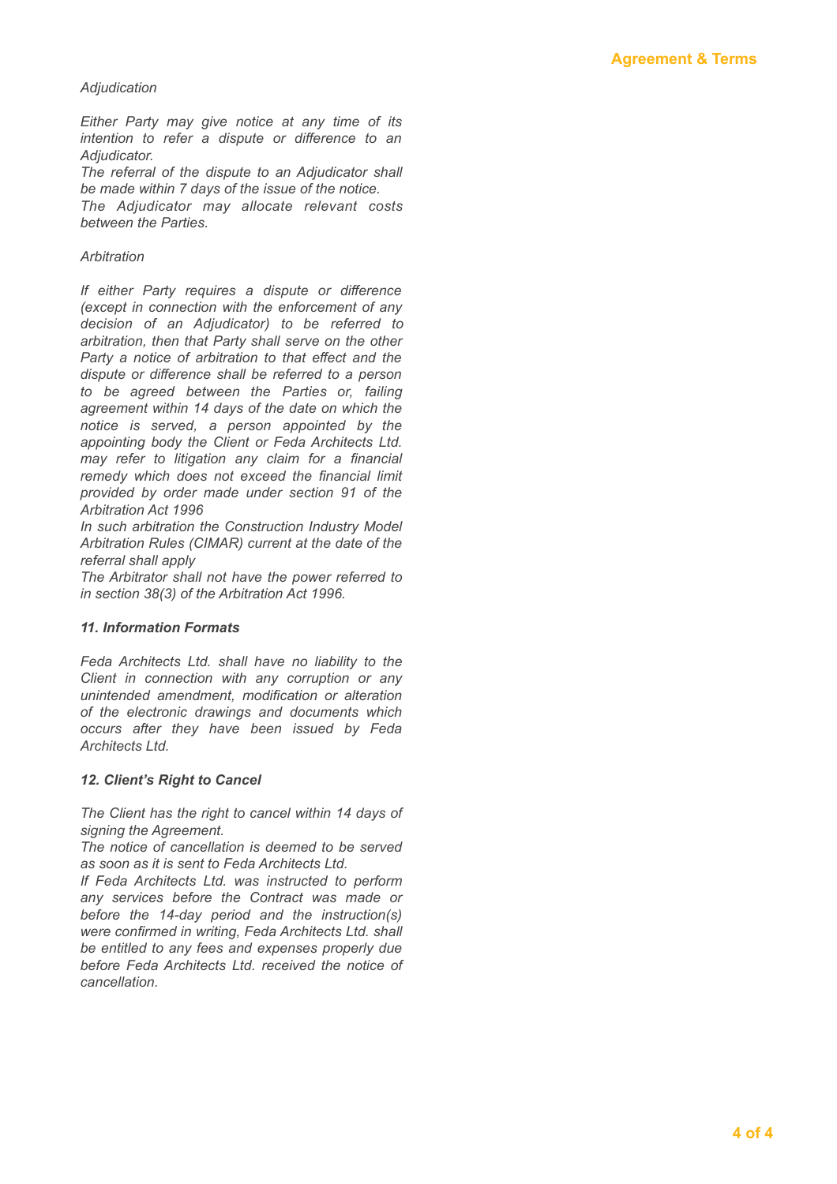*Adjudication*

*Either Party may give notice at any time of its intention to refer a dispute or difference to an Adjudicator.*
*The referral of the dispute to an Adjudicator shall be made within 7 days of the issue of the notice.*
*The Adjudicator may allocate relevant costs between the Parties.*

*Arbitration*

*If either Party requires a dispute or difference (except in connection with the enforcement of any decision of an Adjudicator) to be referred to arbitration, then that Party shall serve on the other Party a notice of arbitration to that effect and the dispute or difference shall be referred to a person to be agreed between the Parties or, failing agreement within 14 days of the date on which the notice is served, a person appointed by the appointing body the Client or Feda Architects Ltd. may refer to litigation any claim for a financial remedy which does not exceed the financial limit provided by order made under section 91 of the Arbitration Act 1996*
*In such arbitration the Construction Industry Model Arbitration Rules (CIMAR) current at the date of the referral shall apply*
*The Arbitrator shall not have the power referred to in section 38(3) of the Arbitration Act 1996.*

### *11. Information Formats*

*Feda Architects Ltd. shall have no liability to the Client in connection with any corruption or any unintended amendment, modification or alteration of the electronic drawings and documents which occurs after they have been issued by Feda Architects Ltd.*

### *12. Client's Right to Cancel*

*The Client has the right to cancel within 14 days of signing the Agreement.*
*The notice of cancellation is deemed to be served as soon as it is sent to Feda Architects Ltd.*
*If Feda Architects Ltd. was instructed to perform any services before the Contract was made or before the 14-day period and the instruction(s) were confirmed in writing, Feda Architects Ltd. shall be entitled to any fees and expenses properly due before Feda Architects Ltd. received the notice of cancellation.*